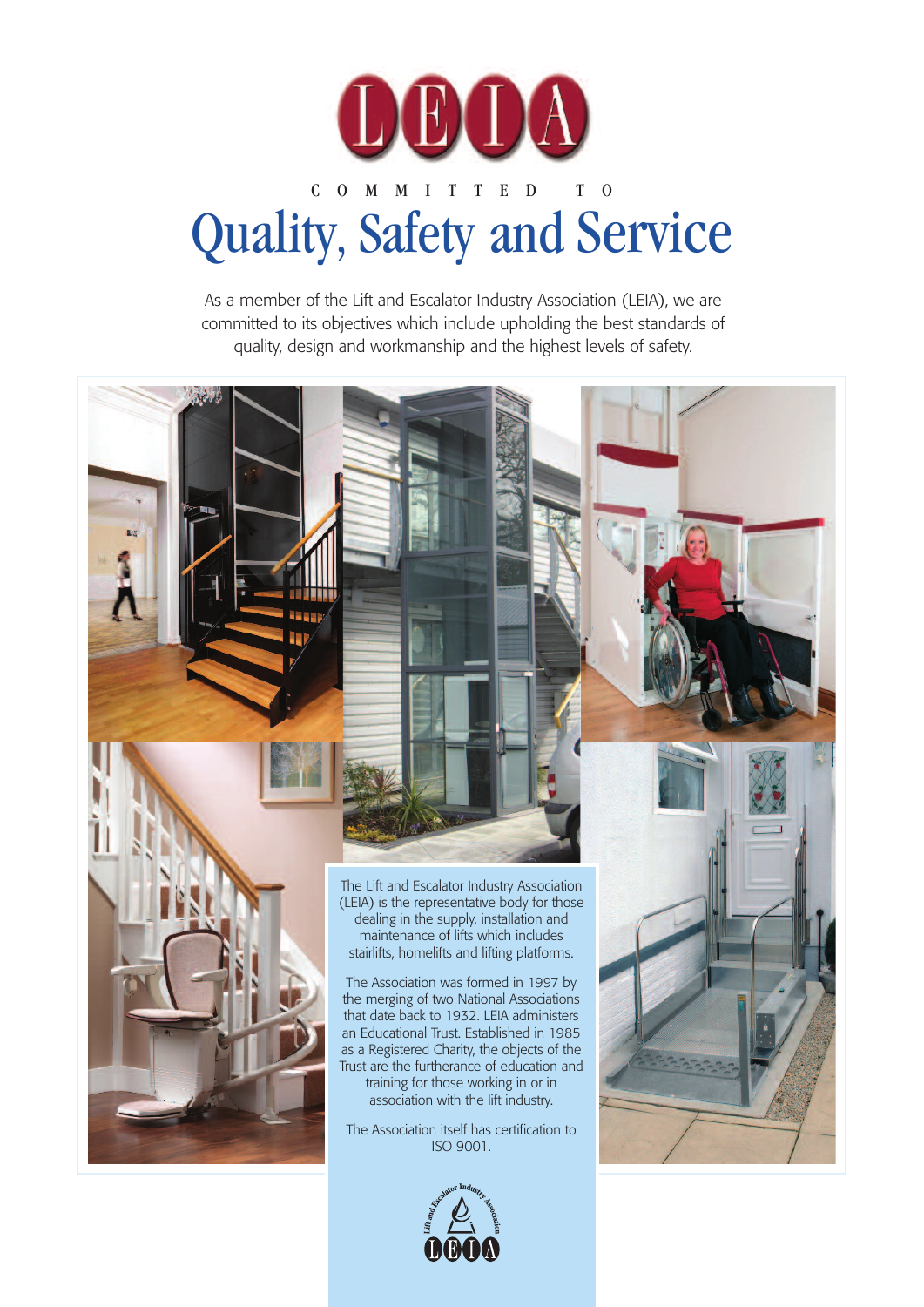# LEIA

COMMITTED TO

# Quality, Safety and Service

As a member of the Lift and Escalator Industry Association (LEIA), we are committed to its objectives which include upholding the best standards of quality, design and workmanship and the highest levels of safety.

The Lift and Escalator Industry Association (LEIA) is the representative body for those dealing in the supply, installation and maintenance of lifts which includes stairlifts, homelifts and lifting platforms.

The Association was formed in 1997 by the merging of two National Associations that date back to 1932. LEIA administers an Educational Trust. Established in 1985 as a Registered Charity, the objects of the Trust are the furtherance of education and training for those working in or in association with the lift industry.

The Association itself has certification to ISO 9001.

Lift and Escalator Industry Association

LEIA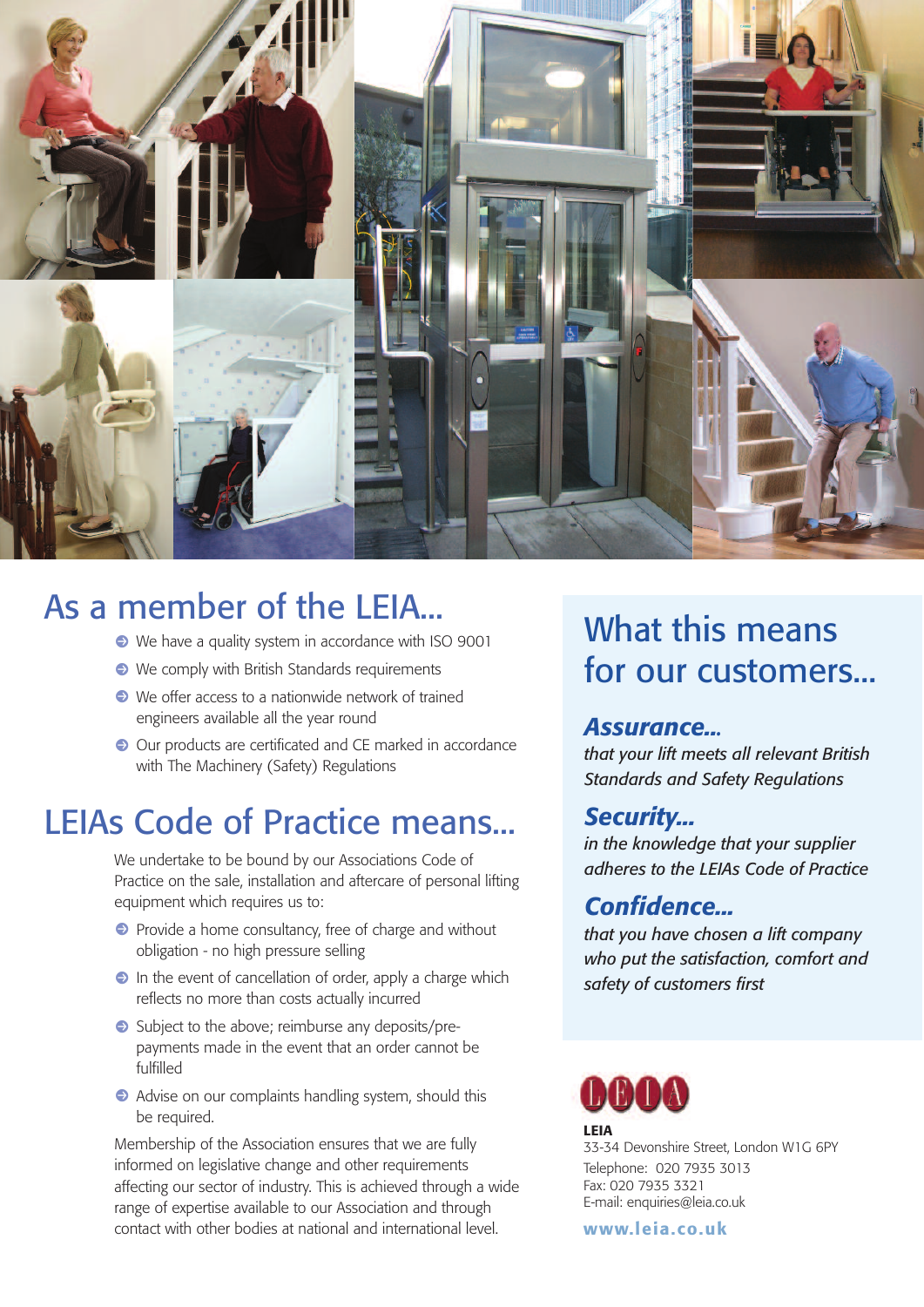## As a member of the LEIA...

- We have a quality system in accordance with ISO 9001
- We comply with British Standards requirements
- We offer access to a nationwide network of trained engineers available all the year round
- Our products are certificated and CE marked in accordance with The Machinery (Safety) Regulations

## LEIAs Code of Practice means...

We undertake to be bound by our Associations Code of Practice on the sale, installation and aftercare of personal lifting equipment which requires us to:

- Provide a home consultancy, free of charge and without obligation - no high pressure selling
- In the event of cancellation of order, apply a charge which reflects no more than costs actually incurred
- Subject to the above; reimburse any deposits/pre-payments made in the event that an order cannot be fulfilled
- Advise on our complaints handling system, should this be required.

Membership of the Association ensures that we are fully informed on legislative change and other requirements affecting our sector of industry. This is achieved through a wide range of expertise available to our Association and through contact with other bodies at national and international level.

## What this means for our customers...

### *Assurance...*

*that your lift meets all relevant British Standards and Safety Regulations*

### *Security...*

*in the knowledge that your supplier adheres to the LEIAs Code of Practice*

### *Confidence...*

*that you have chosen a lift company who put the satisfaction, comfort and safety of customers first*

**LEIA**
33-34 Devonshire Street, London W1G 6PY
Telephone: 020 7935 3013
Fax: 020 7935 3321
E-mail: enquiries@leia.co.uk

**www.leia.co.uk**